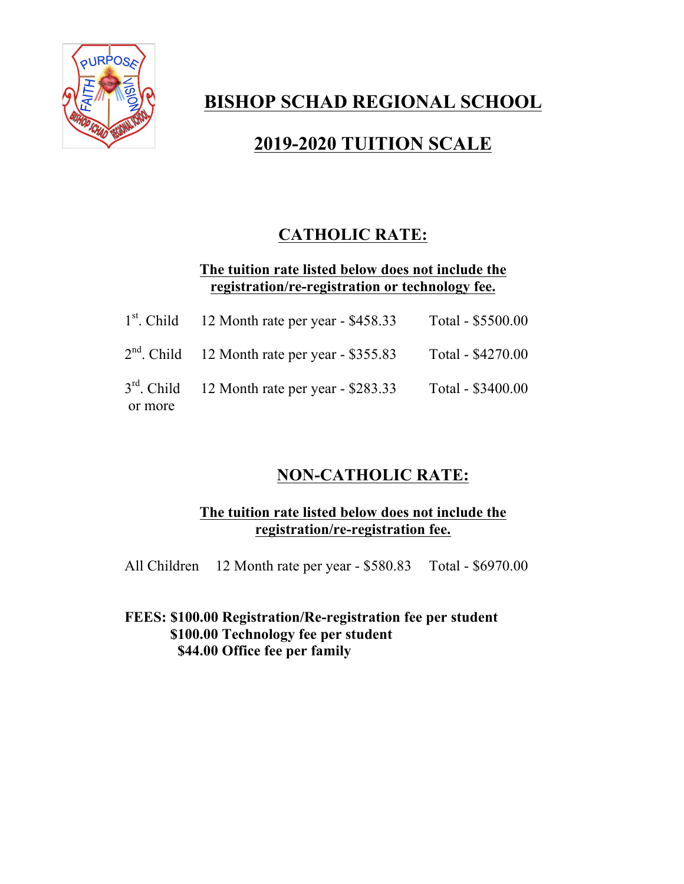# BISHOP SCHAD REGIONAL SCHOOL

## 2019-2020 TUITION SCALE

### CATHOLIC RATE:

**The tuition rate listed below does not include the registration/re-registration or technology fee.**

| | | |
|---|---|---|
| 1st. Child | 12 Month rate per year - $458.33 | Total - $5500.00 |
| 2nd. Child | 12 Month rate per year - $355.83 | Total - $4270.00 |
| 3rd. Child or more | 12 Month rate per year - $283.33 | Total - $3400.00 |

### NON-CATHOLIC RATE:

**The tuition rate listed below does not include the registration/re-registration fee.**

| | | |
|---|---|---|
| All Children | 12 Month rate per year - $580.83 | Total - $6970.00 |

**FEES: $100.00 Registration/Re-registration fee per student**
**$100.00 Technology fee per student**
**$44.00 Office fee per family**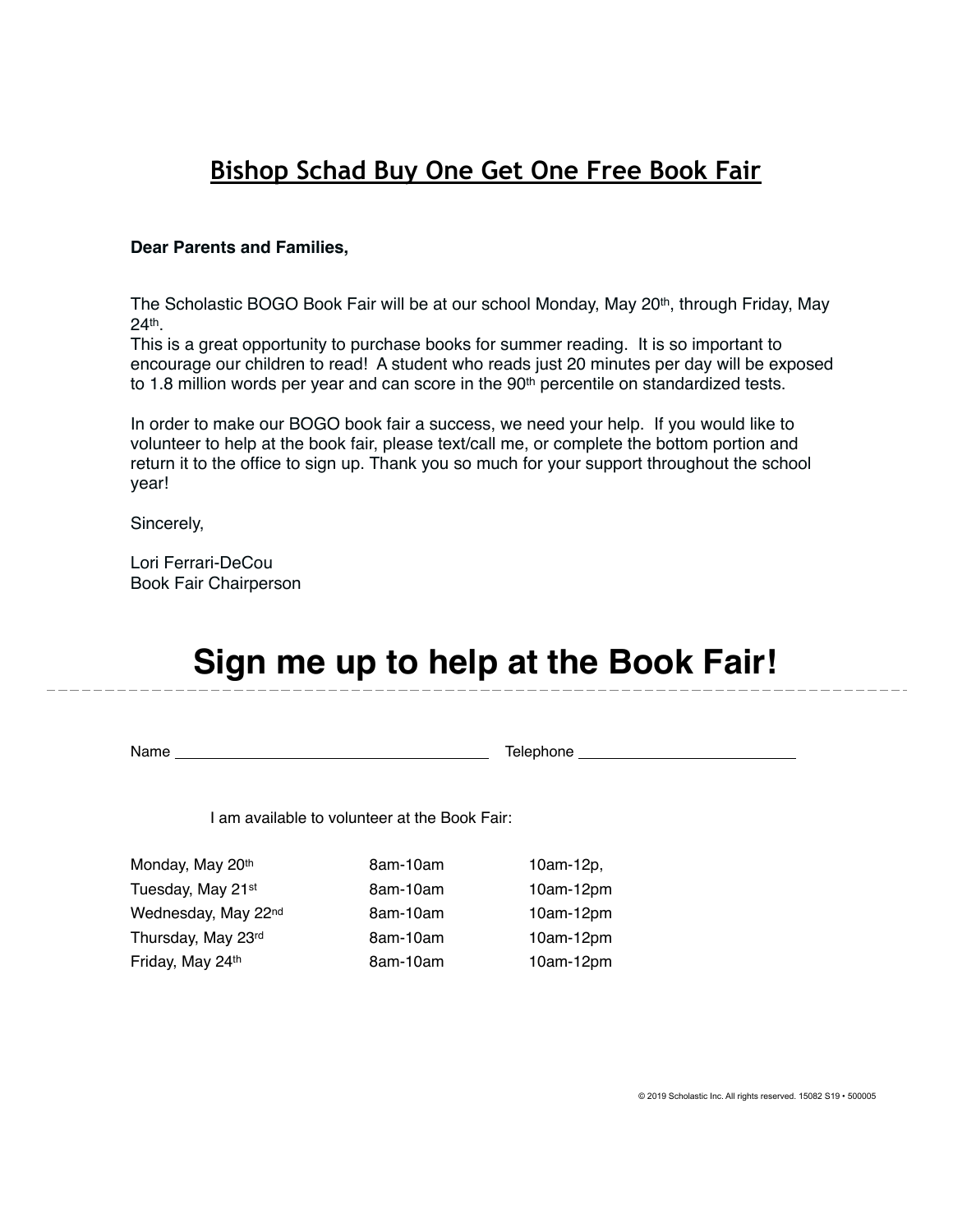# Bishop Schad Buy One Get One Free Book Fair

**Dear Parents and Families,**

The Scholastic BOGO Book Fair will be at our school Monday, May 20th, through Friday, May 24th.
This is a great opportunity to purchase books for summer reading. It is so important to encourage our children to read! A student who reads just 20 minutes per day will be exposed to 1.8 million words per year and can score in the 90th percentile on standardized tests.

In order to make our BOGO book fair a success, we need your help. If you would like to volunteer to help at the book fair, please text/call me, or complete the bottom portion and return it to the office to sign up. Thank you so much for your support throughout the school year!

Sincerely,

Lori Ferrari-DeCou
Book Fair Chairperson

# Sign me up to help at the Book Fair!

---

Name ______________________________ Telephone ____________________

I am available to volunteer at the Book Fair:

| | | |
|---|---|---|
| Monday, May 20th | 8am-10am | 10am-12p, |
| Tuesday, May 21st | 8am-10am | 10am-12pm |
| Wednesday, May 22nd | 8am-10am | 10am-12pm |
| Thursday, May 23rd | 8am-10am | 10am-12pm |
| Friday, May 24th | 8am-10am | 10am-12pm |

© 2019 Scholastic Inc. All rights reserved. 15082 S19 • 500005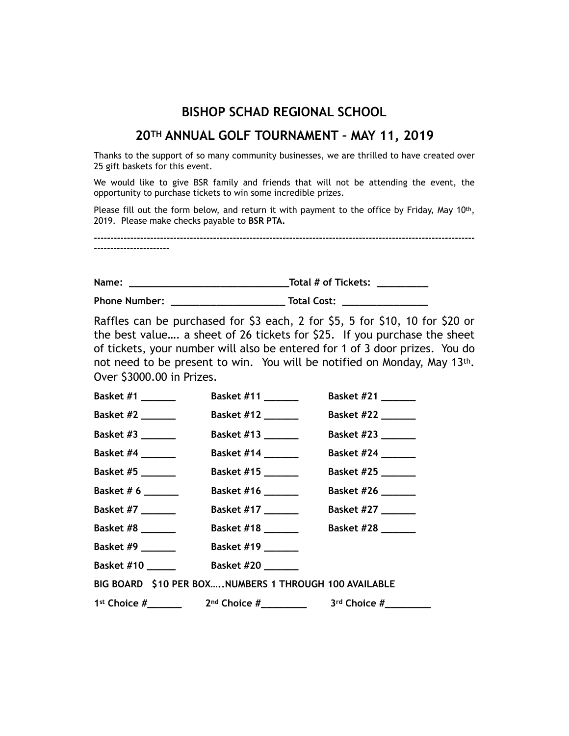# BISHOP SCHAD REGIONAL SCHOOL

## 20TH ANNUAL GOLF TOURNAMENT – MAY 11, 2019

Thanks to the support of so many community businesses, we are thrilled to have created over 25 gift baskets for this event.

We would like to give BSR family and friends that will not be attending the event, the opportunity to purchase tickets to win some incredible prizes.

Please fill out the form below, and return it with payment to the office by Friday, May 10th, 2019. Please make checks payable to **BSR PTA.**

--------------------------------------------------------------------------------------------------------------------------------------

**Name: ______________________________Total # of Tickets: __________**

**Phone Number: _____________________ Total Cost: ________________**

Raffles can be purchased for $3 each, 2 for $5, 5 for $10, 10 for $20 or the best value…. a sheet of 26 tickets for $25. If you purchase the sheet of tickets, your number will also be entered for 1 of 3 door prizes. You do not need to be present to win. You will be notified on Monday, May 13th. Over $3000.00 in Prizes.

| | | |
|---|---|---|
| **Basket #1 ______** | **Basket #11 ______** | **Basket #21 ______** |
| **Basket #2 ______** | **Basket #12 ______** | **Basket #22 ______** |
| **Basket #3 ______** | **Basket #13 ______** | **Basket #23 ______** |
| **Basket #4 ______** | **Basket #14 ______** | **Basket #24 ______** |
| **Basket #5 ______** | **Basket #15 ______** | **Basket #25 ______** |
| **Basket # 6 ______** | **Basket #16 ______** | **Basket #26 ______** |
| **Basket #7 ______** | **Basket #17 ______** | **Basket #27 ______** |
| **Basket #8 ______** | **Basket #18 ______** | **Basket #28 ______** |
| **Basket #9 ______** | **Basket #19 ______** | |
| **Basket #10 _____** | **Basket #20 ______** | |

**BIG BOARD $10 PER BOX…..NUMBERS 1 THROUGH 100 AVAILABLE**

**1st Choice #______ 2nd Choice #________ 3rd Choice #________**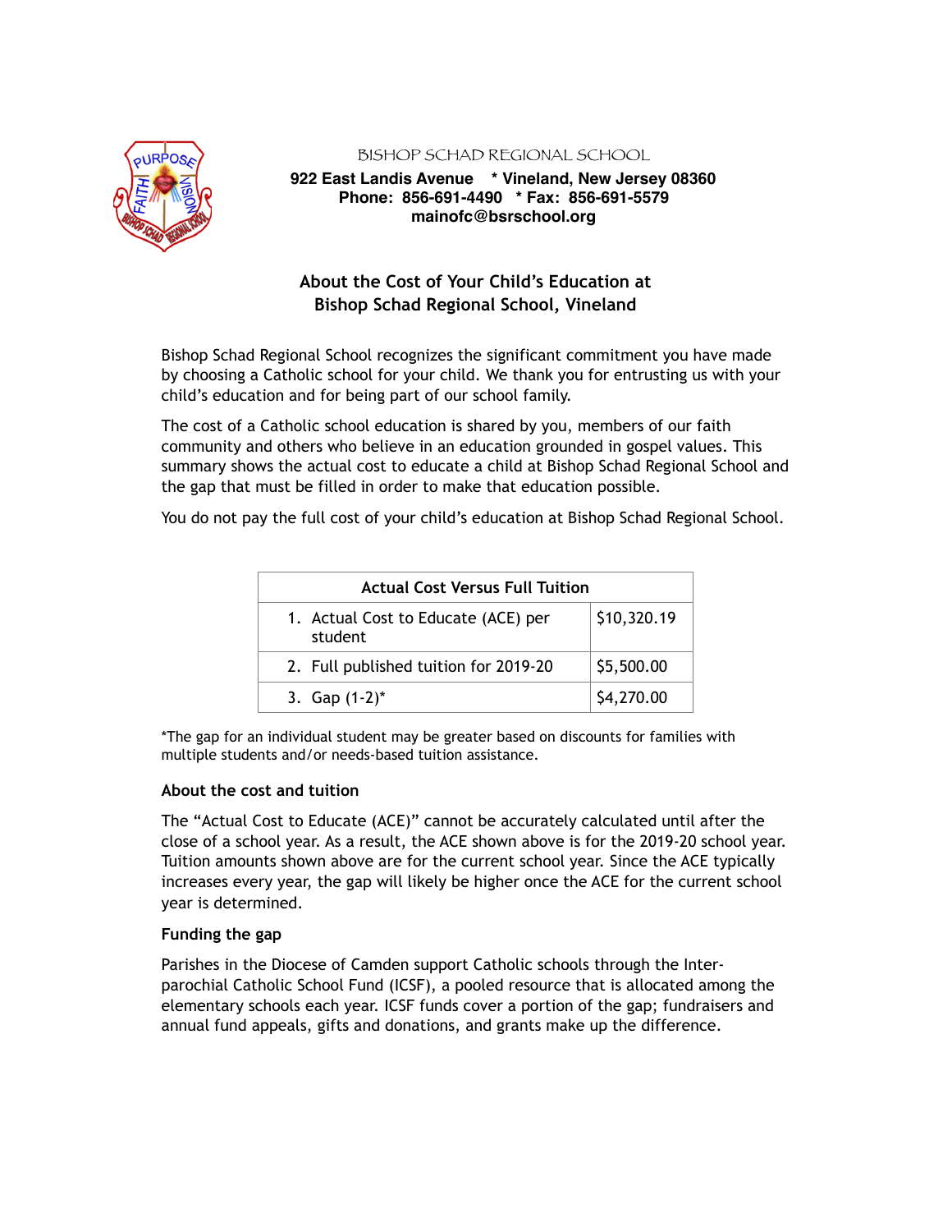BISHOP SCHAD REGIONAL SCHOOL

**922 East Landis Avenue * Vineland, New Jersey 08360**
**Phone: 856-691-4490 * Fax: 856-691-5579**
**mainofc@bsrschool.org**

## About the Cost of Your Child's Education at Bishop Schad Regional School, Vineland

Bishop Schad Regional School recognizes the significant commitment you have made by choosing a Catholic school for your child. We thank you for entrusting us with your child's education and for being part of our school family.

The cost of a Catholic school education is shared by you, members of our faith community and others who believe in an education grounded in gospel values. This summary shows the actual cost to educate a child at Bishop Schad Regional School and the gap that must be filled in order to make that education possible.

You do not pay the full cost of your child's education at Bishop Schad Regional School.

| Actual Cost Versus Full Tuition | |
|---|---|
| 1. Actual Cost to Educate (ACE) per student | $10,320.19 |
| 2. Full published tuition for 2019-20 | $5,500.00 |
| 3. Gap (1-2)* | $4,270.00 |

*The gap for an individual student may be greater based on discounts for families with multiple students and/or needs-based tuition assistance.

### About the cost and tuition

The "Actual Cost to Educate (ACE)" cannot be accurately calculated until after the close of a school year. As a result, the ACE shown above is for the 2019-20 school year. Tuition amounts shown above are for the current school year. Since the ACE typically increases every year, the gap will likely be higher once the ACE for the current school year is determined.

### Funding the gap

Parishes in the Diocese of Camden support Catholic schools through the Inter-parochial Catholic School Fund (ICSF), a pooled resource that is allocated among the elementary schools each year. ICSF funds cover a portion of the gap; fundraisers and annual fund appeals, gifts and donations, and grants make up the difference.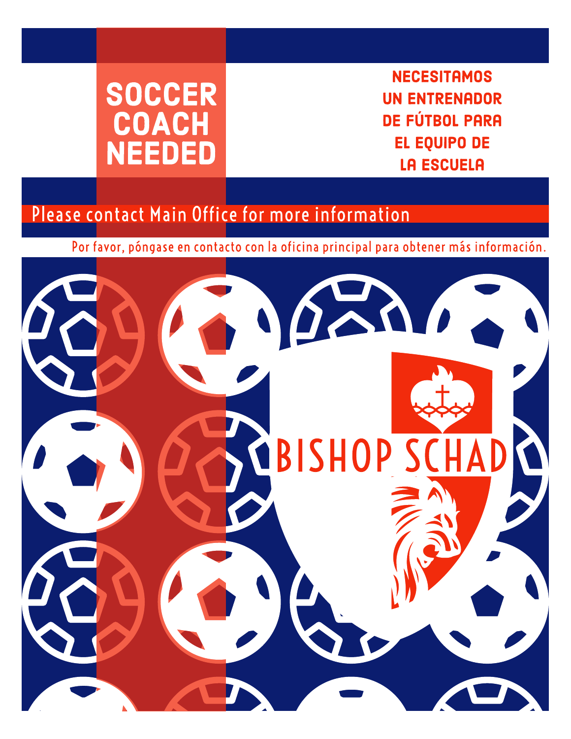# SOCCER COACH NEEDED

## NECESITAMOS UN ENTRENADOR DE FÚTBOL PARA EL EQUIPO DE LA ESCUELA

Please contact Main Office for more information

Por favor, póngase en contacto con la oficina principal para obtener más información.

BISHOP SCHAD